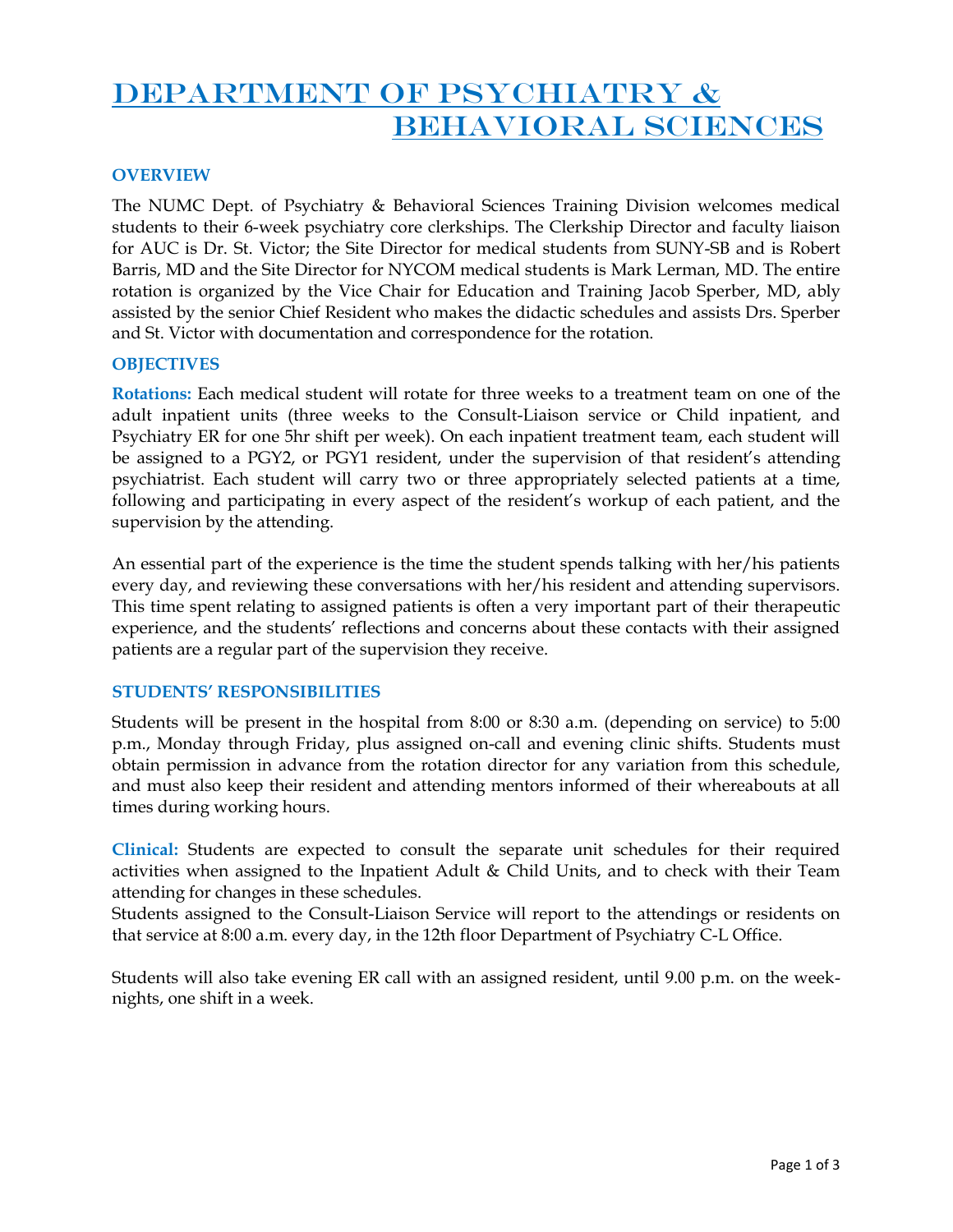# DEPARTMENT OF PSYCHIATRY & BEHAVIORAL SCIENCES

## OVERVIEW

The NUMC Dept. of Psychiatry & Behavioral Sciences Training Division welcomes medical students to their 6-week psychiatry core clerkships. The Clerkship Director and faculty liaison for AUC is Dr. St. Victor; the Site Director for medical students from SUNY-SB and is Robert Barris, MD and the Site Director for NYCOM medical students is Mark Lerman, MD. The entire rotation is organized by the Vice Chair for Education and Training Jacob Sperber, MD, ably assisted by the senior Chief Resident who makes the didactic schedules and assists Drs. Sperber and St. Victor with documentation and correspondence for the rotation.

## OBJECTIVES

**Rotations:** Each medical student will rotate for three weeks to a treatment team on one of the adult inpatient units (three weeks to the Consult-Liaison service or Child inpatient, and Psychiatry ER for one 5hr shift per week). On each inpatient treatment team, each student will be assigned to a PGY2, or PGY1 resident, under the supervision of that resident's attending psychiatrist. Each student will carry two or three appropriately selected patients at a time, following and participating in every aspect of the resident's workup of each patient, and the supervision by the attending.

An essential part of the experience is the time the student spends talking with her/his patients every day, and reviewing these conversations with her/his resident and attending supervisors. This time spent relating to assigned patients is often a very important part of their therapeutic experience, and the students' reflections and concerns about these contacts with their assigned patients are a regular part of the supervision they receive.

## STUDENTS' RESPONSIBILITIES

Students will be present in the hospital from 8:00 or 8:30 a.m. (depending on service) to 5:00 p.m., Monday through Friday, plus assigned on-call and evening clinic shifts. Students must obtain permission in advance from the rotation director for any variation from this schedule, and must also keep their resident and attending mentors informed of their whereabouts at all times during working hours.

**Clinical:** Students are expected to consult the separate unit schedules for their required activities when assigned to the Inpatient Adult & Child Units, and to check with their Team attending for changes in these schedules.
Students assigned to the Consult-Liaison Service will report to the attendings or residents on that service at 8:00 a.m. every day, in the 12th floor Department of Psychiatry C-L Office.

Students will also take evening ER call with an assigned resident, until 9.00 p.m. on the week-nights, one shift in a week.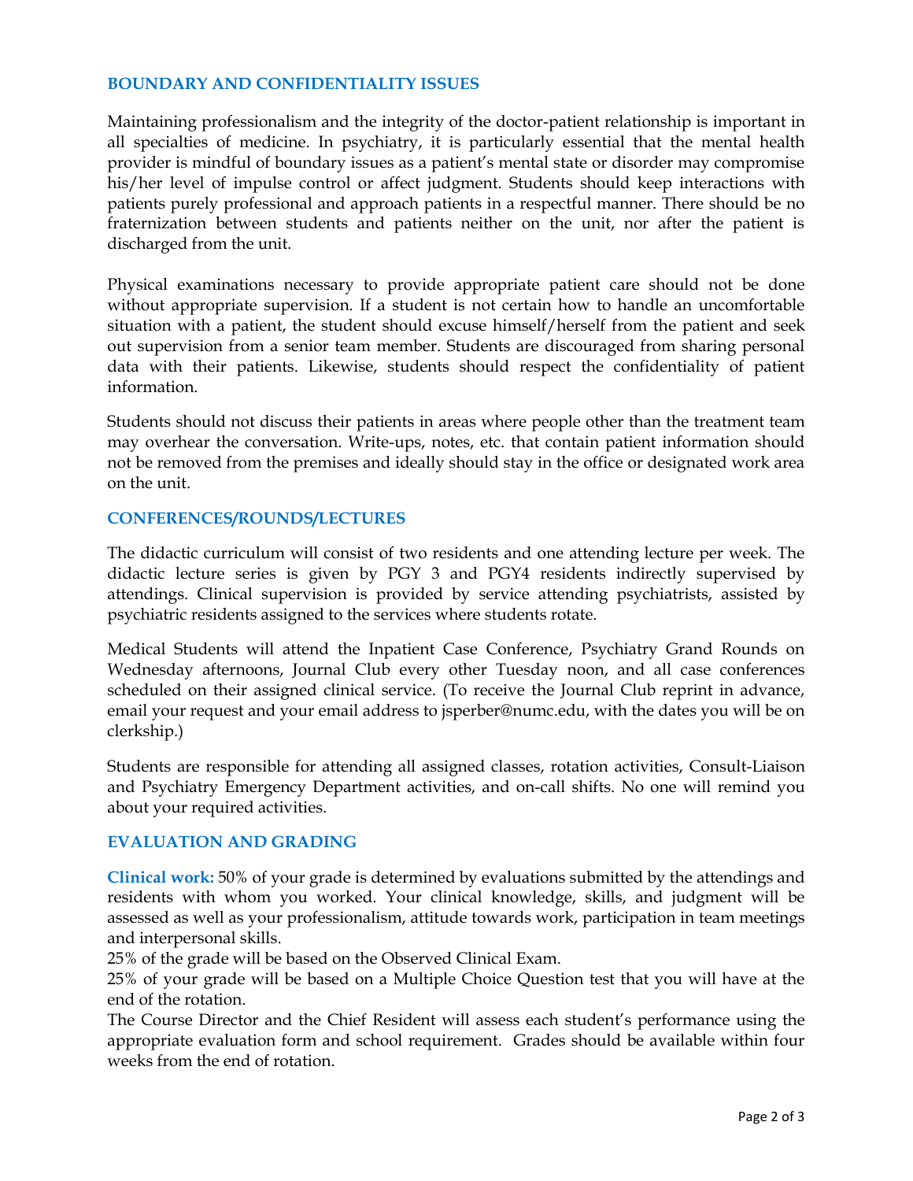## BOUNDARY AND CONFIDENTIALITY ISSUES

Maintaining professionalism and the integrity of the doctor-patient relationship is important in all specialties of medicine. In psychiatry, it is particularly essential that the mental health provider is mindful of boundary issues as a patient's mental state or disorder may compromise his/her level of impulse control or affect judgment. Students should keep interactions with patients purely professional and approach patients in a respectful manner. There should be no fraternization between students and patients neither on the unit, nor after the patient is discharged from the unit.

Physical examinations necessary to provide appropriate patient care should not be done without appropriate supervision. If a student is not certain how to handle an uncomfortable situation with a patient, the student should excuse himself/herself from the patient and seek out supervision from a senior team member. Students are discouraged from sharing personal data with their patients. Likewise, students should respect the confidentiality of patient information.

Students should not discuss their patients in areas where people other than the treatment team may overhear the conversation. Write-ups, notes, etc. that contain patient information should not be removed from the premises and ideally should stay in the office or designated work area on the unit.

## CONFERENCES/ROUNDS/LECTURES

The didactic curriculum will consist of two residents and one attending lecture per week. The didactic lecture series is given by PGY 3 and PGY4 residents indirectly supervised by attendings. Clinical supervision is provided by service attending psychiatrists, assisted by psychiatric residents assigned to the services where students rotate.

Medical Students will attend the Inpatient Case Conference, Psychiatry Grand Rounds on Wednesday afternoons, Journal Club every other Tuesday noon, and all case conferences scheduled on their assigned clinical service. (To receive the Journal Club reprint in advance, email your request and your email address to jsperber@numc.edu, with the dates you will be on clerkship.)

Students are responsible for attending all assigned classes, rotation activities, Consult-Liaison and Psychiatry Emergency Department activities, and on-call shifts. No one will remind you about your required activities.

## EVALUATION AND GRADING

**Clinical work:** 50% of your grade is determined by evaluations submitted by the attendings and residents with whom you worked. Your clinical knowledge, skills, and judgment will be assessed as well as your professionalism, attitude towards work, participation in team meetings and interpersonal skills.

25% of the grade will be based on the Observed Clinical Exam.

25% of your grade will be based on a Multiple Choice Question test that you will have at the end of the rotation.

The Course Director and the Chief Resident will assess each student's performance using the appropriate evaluation form and school requirement. Grades should be available within four weeks from the end of rotation.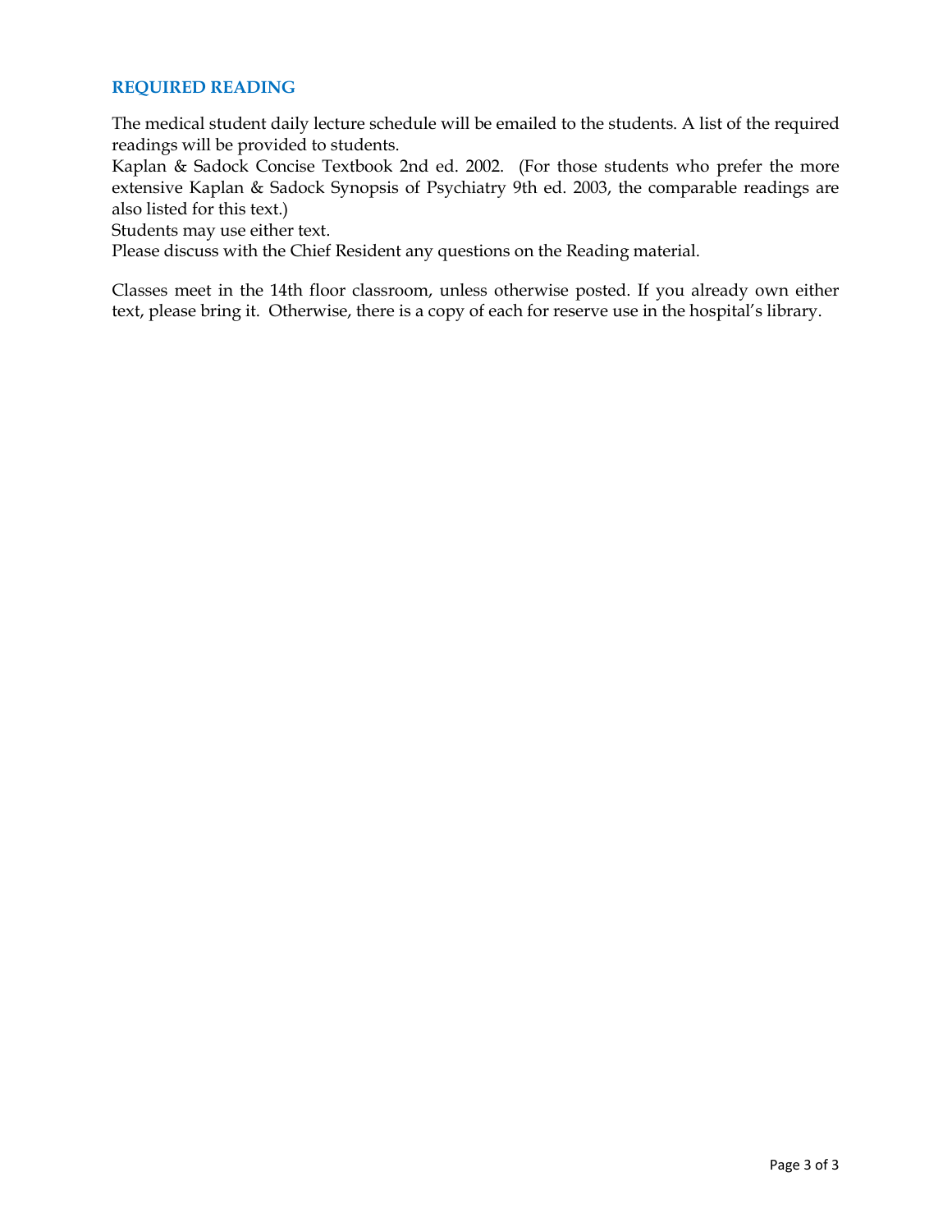## REQUIRED READING

The medical student daily lecture schedule will be emailed to the students. A list of the required readings will be provided to students.

Kaplan & Sadock Concise Textbook 2nd ed. 2002. (For those students who prefer the more extensive Kaplan & Sadock Synopsis of Psychiatry 9th ed. 2003, the comparable readings are also listed for this text.)

Students may use either text.

Please discuss with the Chief Resident any questions on the Reading material.

Classes meet in the 14th floor classroom, unless otherwise posted. If you already own either text, please bring it. Otherwise, there is a copy of each for reserve use in the hospital's library.